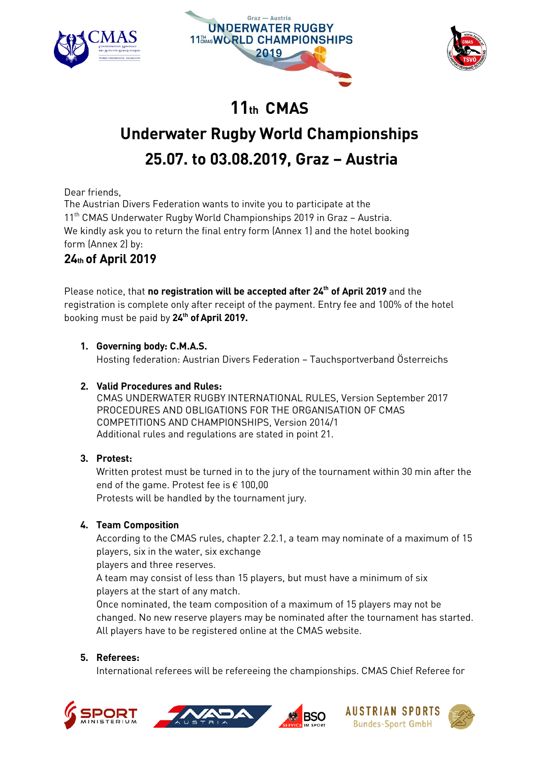# 11th CMAS

# Underwater Rugby World Championships

# 25.07. to 03.08.2019, Graz – Austria

Dear friends,
The Austrian Divers Federation wants to invite you to participate at the 11th CMAS Underwater Rugby World Championships 2019 in Graz – Austria.
We kindly ask you to return the final entry form (Annex 1) and the hotel booking form (Annex 2) by:

## 24th of April 2019

Please notice, that **no registration will be accepted after 24th of April 2019** and the registration is complete only after receipt of the payment. Entry fee and 100% of the hotel booking must be paid by **24th of April 2019.**

1. **Governing body: C.M.A.S.**
   Hosting federation: Austrian Divers Federation – Tauchsportverband Österreichs

2. **Valid Procedures and Rules:**
   CMAS UNDERWATER RUGBY INTERNATIONAL RULES, Version September 2017
   PROCEDURES AND OBLIGATIONS FOR THE ORGANISATION OF CMAS COMPETITIONS AND CHAMPIONSHIPS, Version 2014/1
   Additional rules and regulations are stated in point 21.

3. **Protest:**
   Written protest must be turned in to the jury of the tournament within 30 min after the end of the game. Protest fee is € 100,00
   Protests will be handled by the tournament jury.

4. **Team Composition**
   According to the CMAS rules, chapter 2.2.1, a team may nominate of a maximum of 15 players, six in the water, six exchange players and three reserves.
   A team may consist of less than 15 players, but must have a minimum of six players at the start of any match.
   Once nominated, the team composition of a maximum of 15 players may not be changed. No new reserve players may be nominated after the tournament has started.
   All players have to be registered online at the CMAS website.

5. **Referees:**
   International referees will be refereeing the championships. CMAS Chief Referee for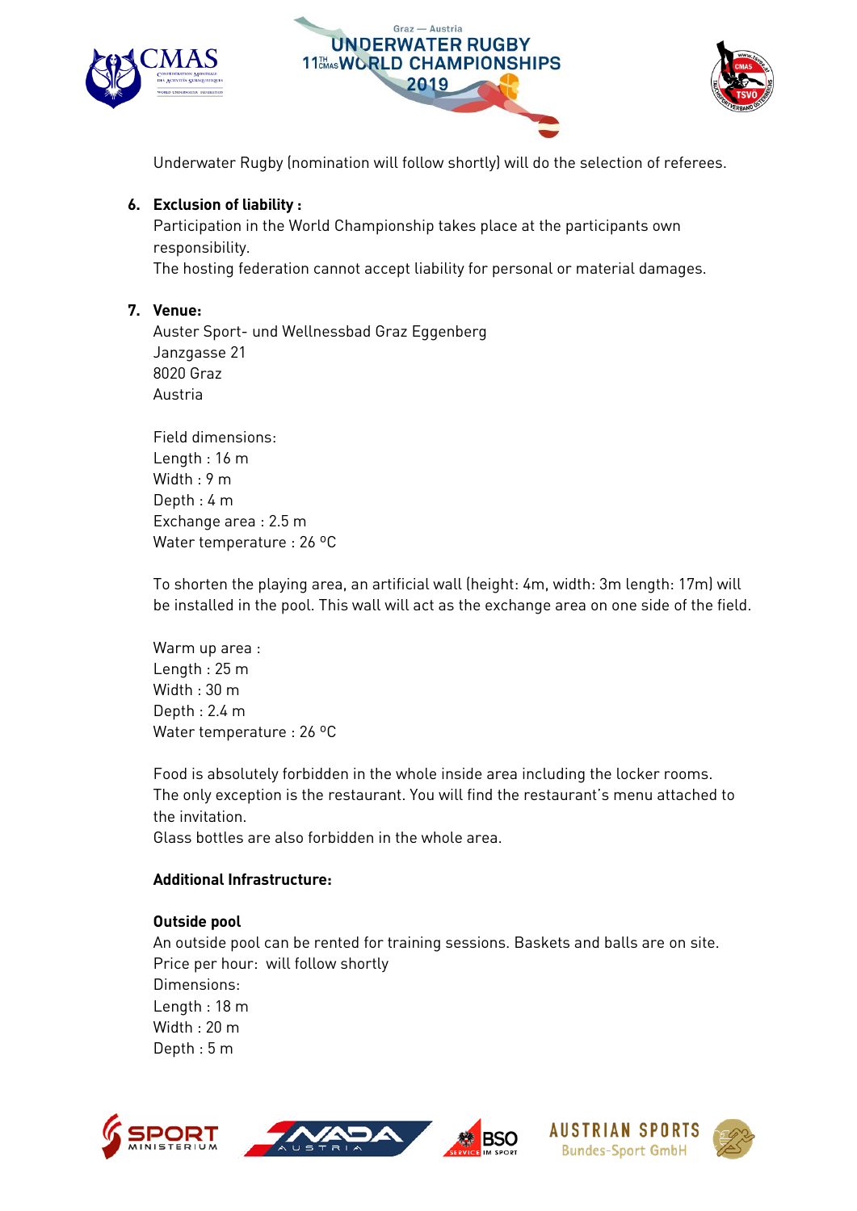Underwater Rugby (nomination will follow shortly) will do the selection of referees.

6. **Exclusion of liability :**
   Participation in the World Championship takes place at the participants own responsibility.
   The hosting federation cannot accept liability for personal or material damages.

7. **Venue:**
   Auster Sport- und Wellnessbad Graz Eggenberg
   Janzgasse 21
   8020 Graz
   Austria

   Field dimensions:
   Length : 16 m
   Width : 9 m
   Depth : 4 m
   Exchange area : 2.5 m
   Water temperature : 26 °C

   To shorten the playing area, an artificial wall (height: 4m, width: 3m length: 17m) will be installed in the pool. This wall will act as the exchange area on one side of the field.

   Warm up area :
   Length : 25 m
   Width : 30 m
   Depth : 2.4 m
   Water temperature : 26 °C

   Food is absolutely forbidden in the whole inside area including the locker rooms. The only exception is the restaurant. You will find the restaurant's menu attached to the invitation.
   Glass bottles are also forbidden in the whole area.

   **Additional Infrastructure:**

   **Outside pool**
   An outside pool can be rented for training sessions. Baskets and balls are on site.
   Price per hour: will follow shortly
   Dimensions:
   Length : 18 m
   Width : 20 m
   Depth : 5 m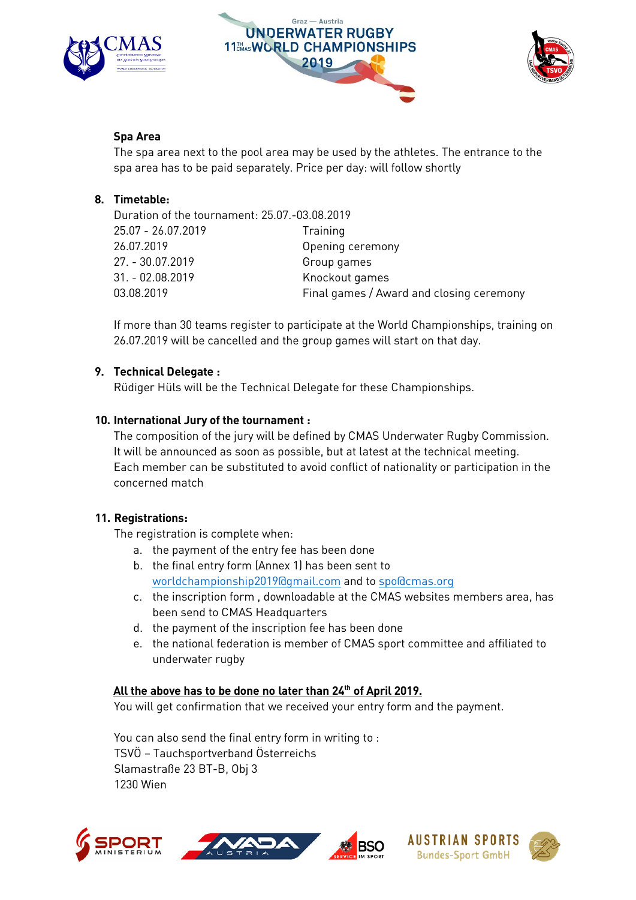**Spa Area**

The spa area next to the pool area may be used by the athletes. The entrance to the spa area has to be paid separately. Price per day: will follow shortly

## 8. Timetable:

Duration of the tournament: 25.07.-03.08.2019

| | |
|---|---|
| 25.07 - 26.07.2019 | Training |
| 26.07.2019 | Opening ceremony |
| 27. - 30.07.2019 | Group games |
| 31. - 02.08.2019 | Knockout games |
| 03.08.2019 | Final games / Award and closing ceremony |

If more than 30 teams register to participate at the World Championships, training on 26.07.2019 will be cancelled and the group games will start on that day.

## 9. Technical Delegate :

Rüdiger Hüls will be the Technical Delegate for these Championships.

## 10. International Jury of the tournament :

The composition of the jury will be defined by CMAS Underwater Rugby Commission. It will be announced as soon as possible, but at latest at the technical meeting. Each member can be substituted to avoid conflict of nationality or participation in the concerned match

## 11. Registrations:

The registration is complete when:

a. the payment of the entry fee has been done
b. the final entry form (Annex 1) has been sent to worldchampionship2019@gmail.com and to spo@cmas.org
c. the inscription form , downloadable at the CMAS websites members area, has been send to CMAS Headquarters
d. the payment of the inscription fee has been done
e. the national federation is member of CMAS sport committee and affiliated to underwater rugby

**All the above has to be done no later than 24th of April 2019.**

You will get confirmation that we received your entry form and the payment.

You can also send the final entry form in writing to :
TSVÖ – Tauchsportverband Österreichs
Slamastraße 23 BT-B, Obj 3
1230 Wien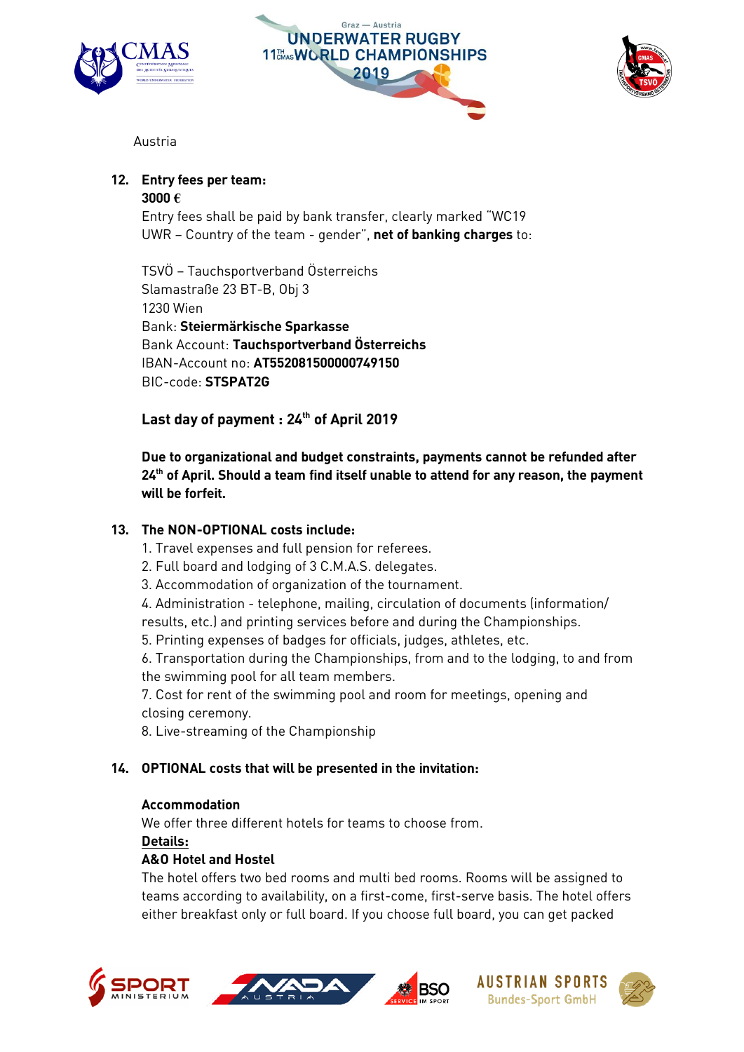Austria

## 12. Entry fees per team:

**3000 €**

Entry fees shall be paid by bank transfer, clearly marked "WC19 UWR – Country of the team - gender", **net of banking charges** to:

TSVÖ – Tauchsportverband Österreichs
Slamastraße 23 BT-B, Obj 3
1230 Wien
Bank: **Steiermärkische Sparkasse**
Bank Account: **Tauchsportverband Österreichs**
IBAN-Account no: **AT552081500000749150**
BIC-code: **STSPAT2G**

**Last day of payment : 24th of April 2019**

**Due to organizational and budget constraints, payments cannot be refunded after 24th of April. Should a team find itself unable to attend for any reason, the payment will be forfeit.**

## 13. The NON-OPTIONAL costs include:

1. Travel expenses and full pension for referees.
2. Full board and lodging of 3 C.M.A.S. delegates.
3. Accommodation of organization of the tournament.
4. Administration - telephone, mailing, circulation of documents (information/ results, etc.) and printing services before and during the Championships.
5. Printing expenses of badges for officials, judges, athletes, etc.
6. Transportation during the Championships, from and to the lodging, to and from the swimming pool for all team members.
7. Cost for rent of the swimming pool and room for meetings, opening and closing ceremony.
8. Live-streaming of the Championship

## 14. OPTIONAL costs that will be presented in the invitation:

**Accommodation**

We offer three different hotels for teams to choose from.

**Details:**

**A&O Hotel and Hostel**

The hotel offers two bed rooms and multi bed rooms. Rooms will be assigned to teams according to availability, on a first-come, first-serve basis. The hotel offers either breakfast only or full board. If you choose full board, you can get packed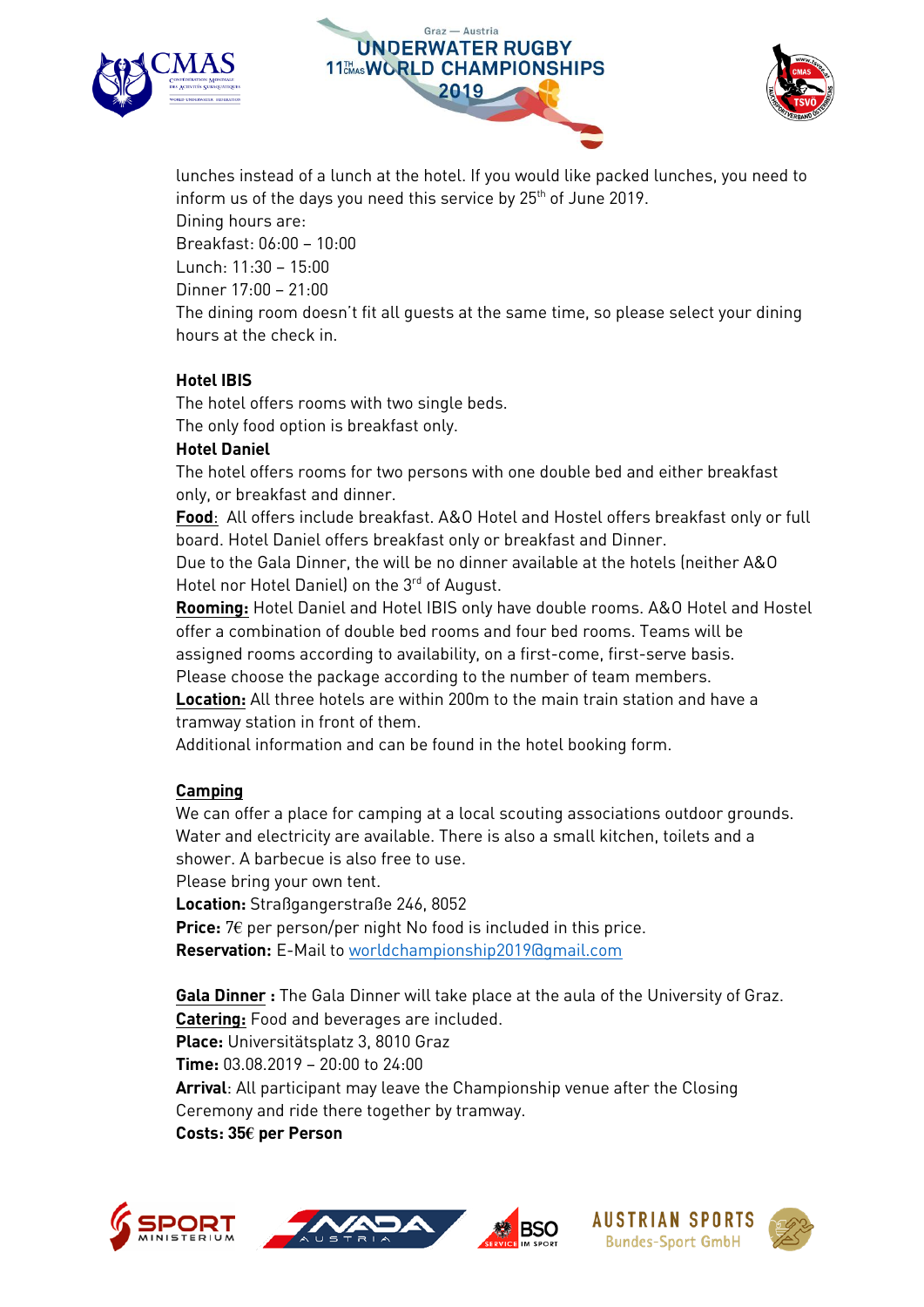lunches instead of a lunch at the hotel. If you would like packed lunches, you need to inform us of the days you need this service by 25th of June 2019.
Dining hours are:
Breakfast: 06:00 – 10:00
Lunch: 11:30 – 15:00
Dinner 17:00 – 21:00
The dining room doesn't fit all guests at the same time, so please select your dining hours at the check in.

**Hotel IBIS**
The hotel offers rooms with two single beds.
The only food option is breakfast only.
**Hotel Daniel**
The hotel offers rooms for two persons with one double bed and either breakfast only, or breakfast and dinner.
**Food**: All offers include breakfast. A&O Hotel and Hostel offers breakfast only or full board. Hotel Daniel offers breakfast only or breakfast and Dinner.
Due to the Gala Dinner, the will be no dinner available at the hotels (neither A&O Hotel nor Hotel Daniel) on the 3rd of August.
**Rooming:** Hotel Daniel and Hotel IBIS only have double rooms. A&O Hotel and Hostel offer a combination of double bed rooms and four bed rooms. Teams will be assigned rooms according to availability, on a first-come, first-serve basis.
Please choose the package according to the number of team members.
**Location:** All three hotels are within 200m to the main train station and have a tramway station in front of them.
Additional information and can be found in the hotel booking form.

**Camping**
We can offer a place for camping at a local scouting associations outdoor grounds. Water and electricity are available. There is also a small kitchen, toilets and a shower. A barbecue is also free to use.
Please bring your own tent.
**Location:** Straßgangerstraße 246, 8052
**Price:** 7€ per person/per night No food is included in this price.
**Reservation:** E-Mail to worldchampionship2019@gmail.com

**Gala Dinner :** The Gala Dinner will take place at the aula of the University of Graz.
**Catering:** Food and beverages are included.
**Place:** Universitätsplatz 3, 8010 Graz
**Time:** 03.08.2019 – 20:00 to 24:00
**Arrival**: All participant may leave the Championship venue after the Closing Ceremony and ride there together by tramway.
**Costs: 35€ per Person**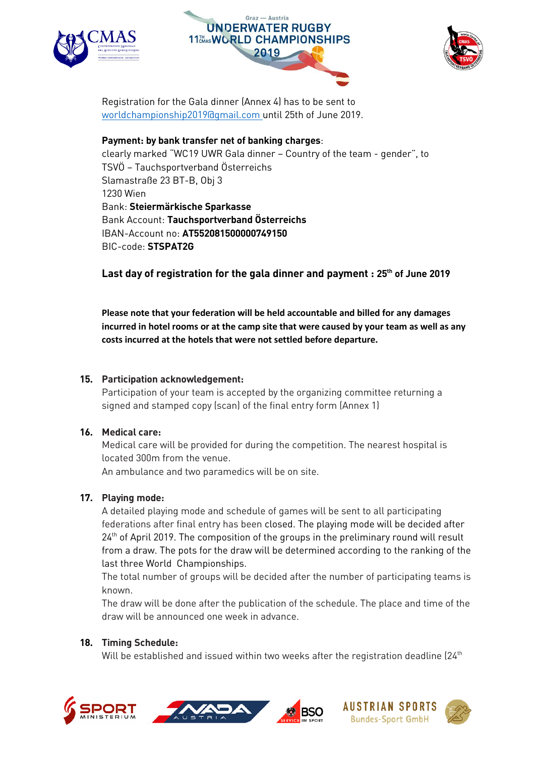Registration for the Gala dinner (Annex 4) has to be sent to worldchampionship2019@gmail.com until 25th of June 2019.

**Payment: by bank transfer net of banking charges**:
clearly marked "WC19 UWR Gala dinner – Country of the team - gender", to
TSVÖ – Tauchsportverband Österreichs
Slamastraße 23 BT-B, Obj 3
1230 Wien
Bank: **Steiermärkische Sparkasse**
Bank Account: **Tauchsportverband Österreichs**
IBAN-Account no: **AT552081500000749150**
BIC-code: **STSPAT2G**

**Last day of registration for the gala dinner and payment : 25th of June 2019**

**Please note that your federation will be held accountable and billed for any damages incurred in hotel rooms or at the camp site that were caused by your team as well as any costs incurred at the hotels that were not settled before departure.**

**15. Participation acknowledgement:**

Participation of your team is accepted by the organizing committee returning a signed and stamped copy (scan) of the final entry form (Annex 1)

**16. Medical care:**

Medical care will be provided for during the competition. The nearest hospital is located 300m from the venue.
An ambulance and two paramedics will be on site.

**17. Playing mode:**

A detailed playing mode and schedule of games will be sent to all participating federations after final entry has been closed. The playing mode will be decided after 24th of April 2019. The composition of the groups in the preliminary round will result from a draw. The pots for the draw will be determined according to the ranking of the last three World Championships.
The total number of groups will be decided after the number of participating teams is known.
The draw will be done after the publication of the schedule. The place and time of the draw will be announced one week in advance.

**18. Timing Schedule:**

Will be established and issued within two weeks after the registration deadline (24th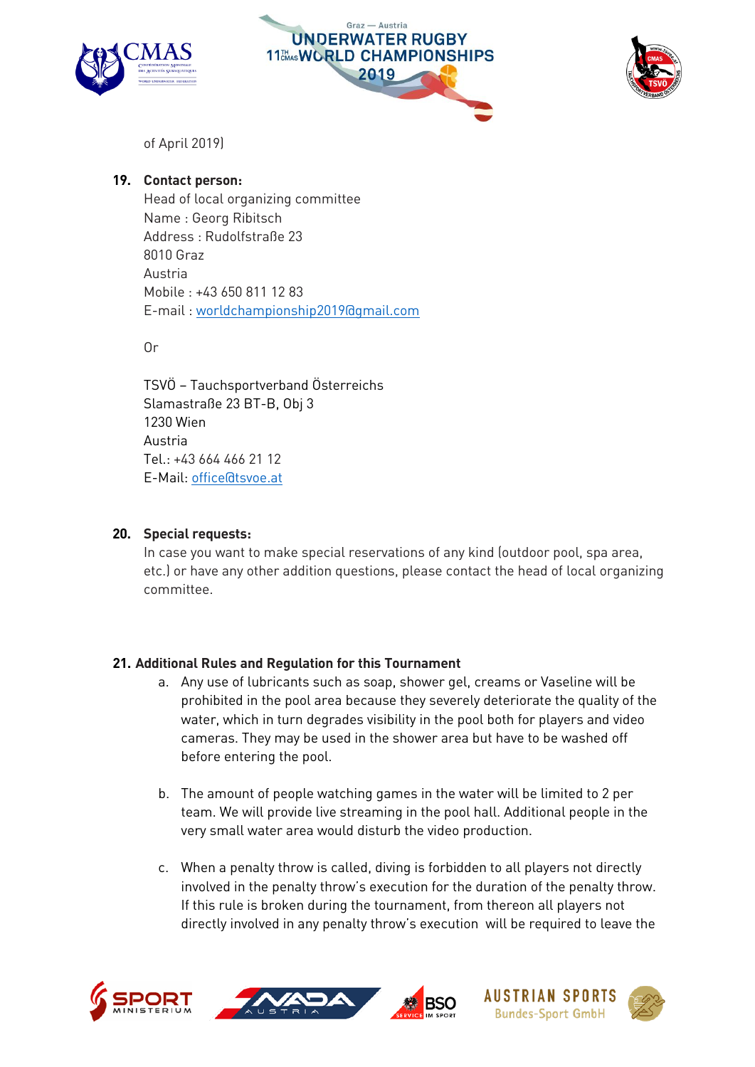of April 2019)

**19. Contact person:**

Head of local organizing committee
Name : Georg Ribitsch
Address : Rudolfstraße 23
8010 Graz
Austria
Mobile : +43 650 811 12 83
E-mail : worldchampionship2019@gmail.com

Or

TSVÖ – Tauchsportverband Österreichs
Slamastraße 23 BT-B, Obj 3
1230 Wien
Austria
Tel.: +43 664 466 21 12
E-Mail: office@tsvoe.at

**20. Special requests:**

In case you want to make special reservations of any kind (outdoor pool, spa area, etc.) or have any other addition questions, please contact the head of local organizing committee.

**21. Additional Rules and Regulation for this Tournament**

a. Any use of lubricants such as soap, shower gel, creams or Vaseline will be prohibited in the pool area because they severely deteriorate the quality of the water, which in turn degrades visibility in the pool both for players and video cameras. They may be used in the shower area but have to be washed off before entering the pool.

b. The amount of people watching games in the water will be limited to 2 per team. We will provide live streaming in the pool hall. Additional people in the very small water area would disturb the video production.

c. When a penalty throw is called, diving is forbidden to all players not directly involved in the penalty throw's execution for the duration of the penalty throw. If this rule is broken during the tournament, from thereon all players not directly involved in any penalty throw's execution will be required to leave the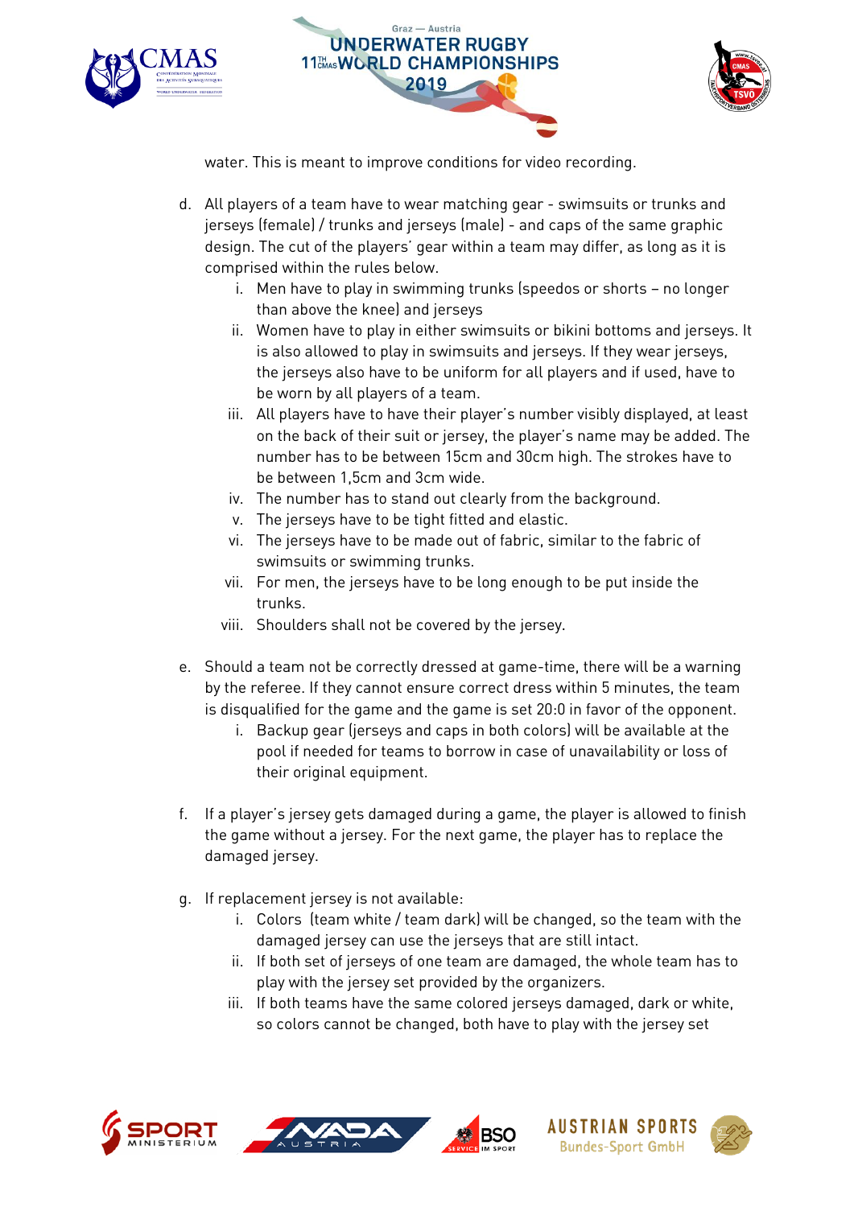water. This is meant to improve conditions for video recording.

d. All players of a team have to wear matching gear - swimsuits or trunks and jerseys (female) / trunks and jerseys (male) - and caps of the same graphic design. The cut of the players' gear within a team may differ, as long as it is comprised within the rules below.
    i. Men have to play in swimming trunks (speedos or shorts – no longer than above the knee) and jerseys
    ii. Women have to play in either swimsuits or bikini bottoms and jerseys. It is also allowed to play in swimsuits and jerseys. If they wear jerseys, the jerseys also have to be uniform for all players and if used, have to be worn by all players of a team.
    iii. All players have to have their player's number visibly displayed, at least on the back of their suit or jersey, the player's name may be added. The number has to be between 15cm and 30cm high. The strokes have to be between 1,5cm and 3cm wide.
    iv. The number has to stand out clearly from the background.
    v. The jerseys have to be tight fitted and elastic.
    vi. The jerseys have to be made out of fabric, similar to the fabric of swimsuits or swimming trunks.
    vii. For men, the jerseys have to be long enough to be put inside the trunks.
    viii. Shoulders shall not be covered by the jersey.

e. Should a team not be correctly dressed at game-time, there will be a warning by the referee. If they cannot ensure correct dress within 5 minutes, the team is disqualified for the game and the game is set 20:0 in favor of the opponent.
    i. Backup gear (jerseys and caps in both colors) will be available at the pool if needed for teams to borrow in case of unavailability or loss of their original equipment.

f. If a player's jersey gets damaged during a game, the player is allowed to finish the game without a jersey. For the next game, the player has to replace the damaged jersey.

g. If replacement jersey is not available:
    i. Colors (team white / team dark) will be changed, so the team with the damaged jersey can use the jerseys that are still intact.
    ii. If both set of jerseys of one team are damaged, the whole team has to play with the jersey set provided by the organizers.
    iii. If both teams have the same colored jerseys damaged, dark or white, so colors cannot be changed, both have to play with the jersey set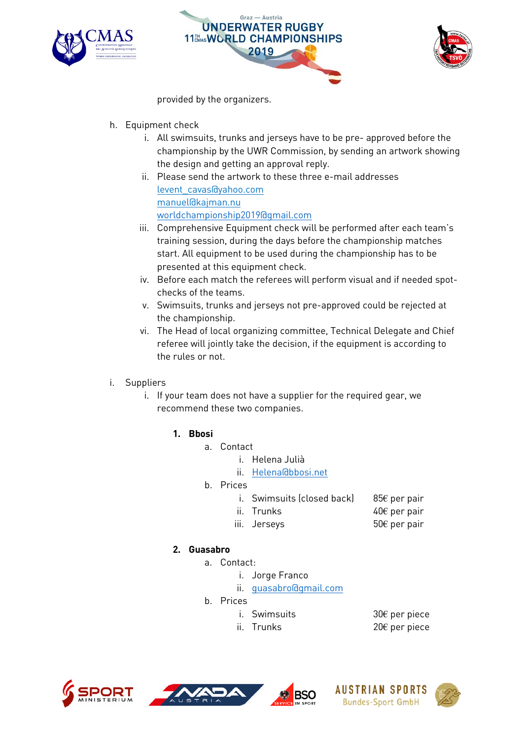provided by the organizers.

h. Equipment check
    i. All swimsuits, trunks and jerseys have to be pre- approved before the championship by the UWR Commission, by sending an artwork showing the design and getting an approval reply.
    ii. Please send the artwork to these three e-mail addresses
        levent_cavas@yahoo.com
        manuel@kajman.nu
        worldchampionship2019@gmail.com
    iii. Comprehensive Equipment check will be performed after each team's training session, during the days before the championship matches start. All equipment to be used during the championship has to be presented at this equipment check.
    iv. Before each match the referees will perform visual and if needed spot-checks of the teams.
    v. Swimsuits, trunks and jerseys not pre-approved could be rejected at the championship.
    vi. The Head of local organizing committee, Technical Delegate and Chief referee will jointly take the decision, if the equipment is according to the rules or not.

i. Suppliers
    i. If your team does not have a supplier for the required gear, we recommend these two companies.

**1. Bbosi**

a. Contact
    i. Helena Julià
    ii. Helena@bbosi.net
b. Prices

| | |
|---|---|
| i. Swimsuits (closed back) | 85€ per pair |
| ii. Trunks | 40€ per pair |
| iii. Jerseys | 50€ per pair |

**2. Guasabro**

a. Contact:
    i. Jorge Franco
    ii. guasabro@gmail.com
b. Prices

| | |
|---|---|
| i. Swimsuits | 30€ per piece |
| ii. Trunks | 20€ per piece |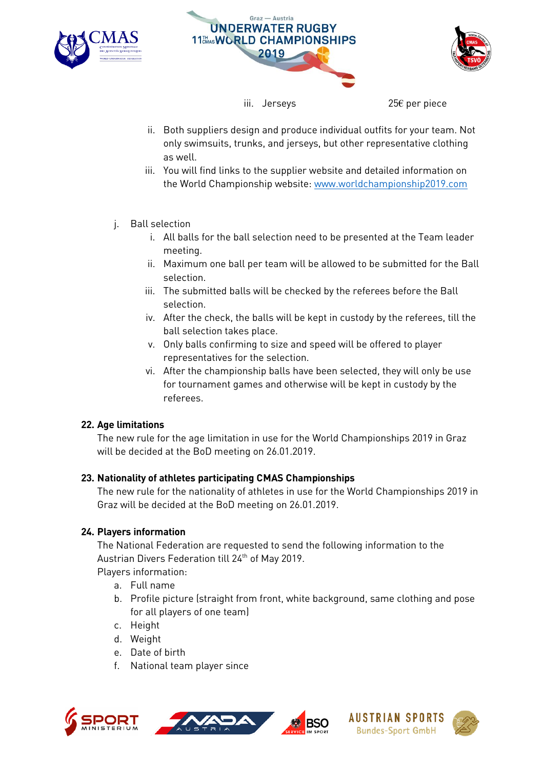iii. Jerseys 25€ per piece

ii. Both suppliers design and produce individual outfits for your team. Not only swimsuits, trunks, and jerseys, but other representative clothing as well.

iii. You will find links to the supplier website and detailed information on the World Championship website: www.worldchampionship2019.com

j. Ball selection

i. All balls for the ball selection need to be presented at the Team leader meeting.

ii. Maximum one ball per team will be allowed to be submitted for the Ball selection.

iii. The submitted balls will be checked by the referees before the Ball selection.

iv. After the check, the balls will be kept in custody by the referees, till the ball selection takes place.

v. Only balls confirming to size and speed will be offered to player representatives for the selection.

vi. After the championship balls have been selected, they will only be use for tournament games and otherwise will be kept in custody by the referees.

**22. Age limitations**

The new rule for the age limitation in use for the World Championships 2019 in Graz will be decided at the BoD meeting on 26.01.2019.

**23. Nationality of athletes participating CMAS Championships**

The new rule for the nationality of athletes in use for the World Championships 2019 in Graz will be decided at the BoD meeting on 26.01.2019.

**24. Players information**

The National Federation are requested to send the following information to the Austrian Divers Federation till 24th of May 2019.

Players information:

a. Full name

b. Profile picture (straight from front, white background, same clothing and pose for all players of one team)

c. Height

d. Weight

e. Date of birth

f. National team player since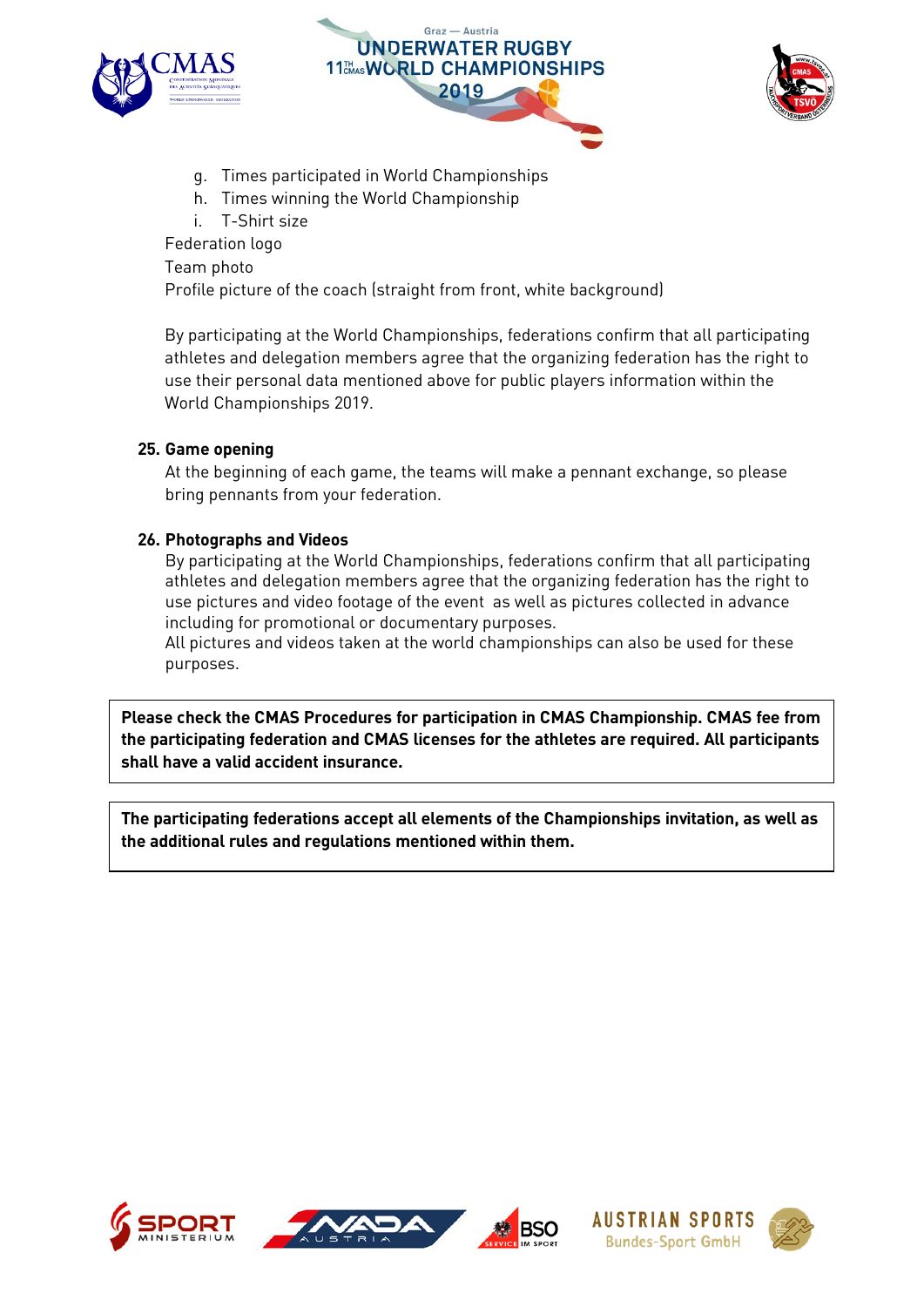g. Times participated in World Championships
h. Times winning the World Championship
i. T-Shirt size

Federation logo
Team photo
Profile picture of the coach (straight from front, white background)

By participating at the World Championships, federations confirm that all participating athletes and delegation members agree that the organizing federation has the right to use their personal data mentioned above for public players information within the World Championships 2019.

**25. Game opening**

At the beginning of each game, the teams will make a pennant exchange, so please bring pennants from your federation.

**26. Photographs and Videos**

By participating at the World Championships, federations confirm that all participating athletes and delegation members agree that the organizing federation has the right to use pictures and video footage of the event as well as pictures collected in advance including for promotional or documentary purposes.
All pictures and videos taken at the world championships can also be used for these purposes.

**Please check the CMAS Procedures for participation in CMAS Championship. CMAS fee from the participating federation and CMAS licenses for the athletes are required. All participants shall have a valid accident insurance.**

**The participating federations accept all elements of the Championships invitation, as well as the additional rules and regulations mentioned within them.**